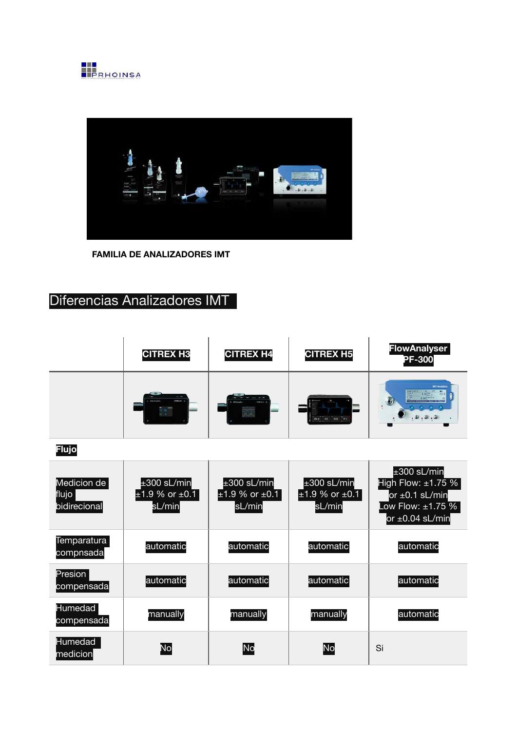PRHOINSA

FAMILIA DE ANALIZADORES IMT

## Diferencias Analizadores IMT

| | CITREX H3 | CITREX H4 | CITREX H5 | FlowAnalyser PF-300 |
|---|---|---|---|---|
| | | | | |
| **Flujo** | | | | |
| Medicion de flujo bidirecional | ±300 sL/min ±1.9 % or ±0.1 sL/min | ±300 sL/min ±1.9 % or ±0.1 sL/min | ±300 sL/min ±1.9 % or ±0.1 sL/min | ±300 sL/min High Flow: ±1.75 % or ±0.1 sL/min Low Flow: ±1.75 % or ±0.04 sL/min |
| Temparatura compnsada | automatic | automatic | automatic | automatic |
| Presion compensada | automatic | automatic | automatic | automatic |
| Humedad compensada | manually | manually | manually | automatic |
| Humedad medicion | No | No | No | Si |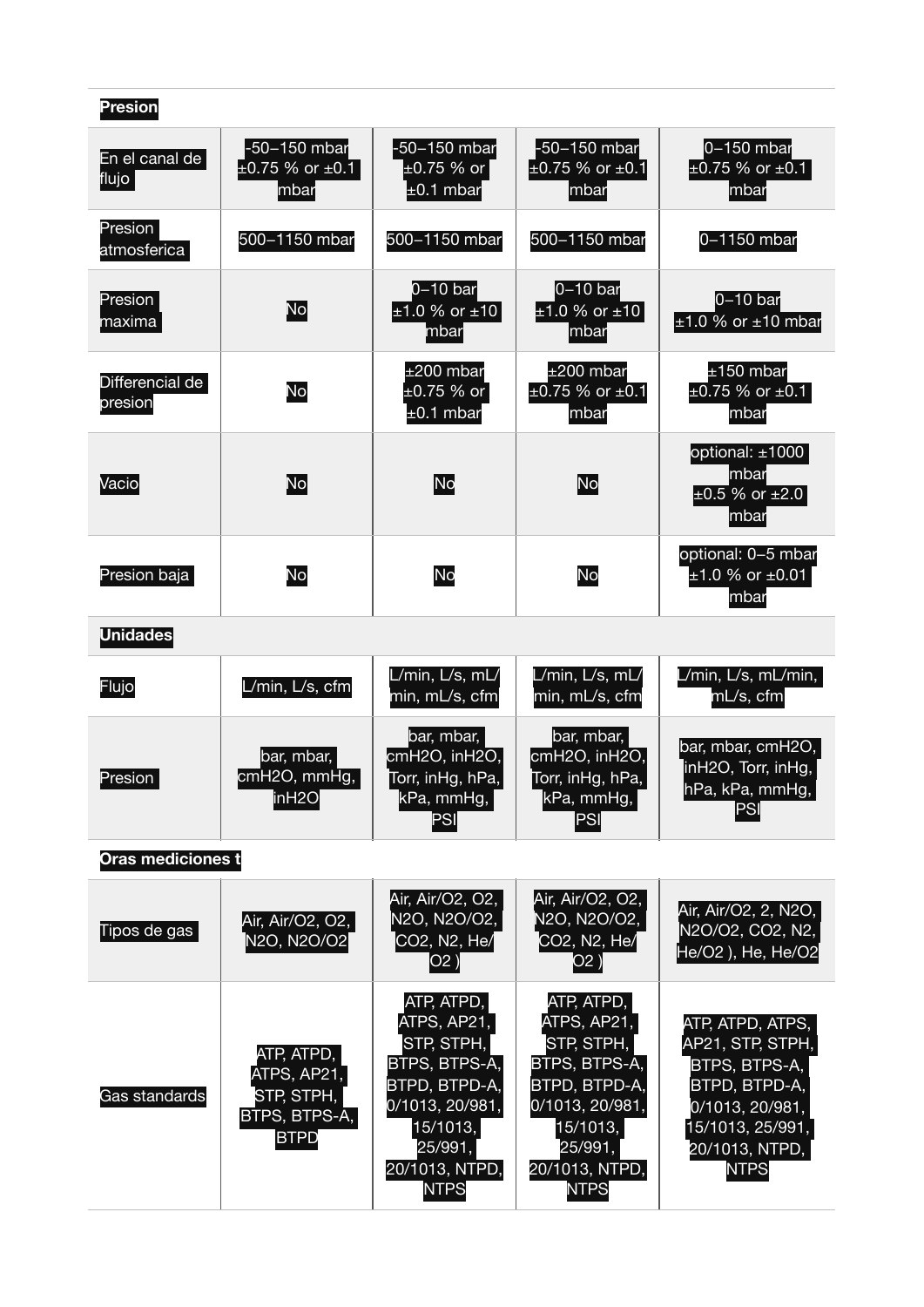| **Presion** | | | | |
|---|---|---|---|---|
| En el canal de flujo | -50–150 mbar ±0.75 % or ±0.1 mbar | -50–150 mbar ±0.75 % or ±0.1 mbar | -50–150 mbar ±0.75 % or ±0.1 mbar | 0–150 mbar ±0.75 % or ±0.1 mbar |
| Presion atmosferica | 500–1150 mbar | 500–1150 mbar | 500–1150 mbar | 0–1150 mbar |
| Presion maxima | No | 0–10 bar ±1.0 % or ±10 mbar | 0–10 bar ±1.0 % or ±10 mbar | 0–10 bar ±1.0 % or ±10 mbar |
| Differencial de presion | No | ±200 mbar ±0.75 % or ±0.1 mbar | ±200 mbar ±0.75 % or ±0.1 mbar | ±150 mbar ±0.75 % or ±0.1 mbar |
| Vacio | No | No | No | optional: ±1000 mbar ±0.5 % or ±2.0 mbar |
| Presion baja | No | No | No | optional: 0–5 mbar ±1.0 % or ±0.01 mbar |
| **Unidades** | | | | |
| Flujo | L/min, L/s, cfm | L/min, L/s, mL/min, mL/s, cfm | L/min, L/s, mL/min, mL/s, cfm | L/min, L/s, mL/min, mL/s, cfm |
| Presion | bar, mbar, cmH2O, mmHg, inH2O | bar, mbar, cmH2O, inH2O, Torr, inHg, hPa, kPa, mmHg, PSI | bar, mbar, cmH2O, inH2O, Torr, inHg, hPa, kPa, mmHg, PSI | bar, mbar, cmH2O, inH2O, Torr, inHg, hPa, kPa, mmHg, PSI |
| **Oras mediciones t** | | | | |
| Tipos de gas | Air, Air/O2, O2, N2O, N2O/O2 | Air, Air/O2, O2, N2O, N2O/O2, CO2, N2, He/O2 ) | Air, Air/O2, O2, N2O, N2O/O2, CO2, N2, He/O2 ) | Air, Air/O2, 2, N2O, N2O/O2, CO2, N2, He/O2 ), He, He/O2 |
| Gas standards | ATP, ATPD, ATPS, AP21, STP, STPH, BTPS, BTPS-A, BTPD | ATP, ATPD, ATPS, AP21, STP, STPH, BTPS, BTPS-A, BTPD, BTPD-A, 0/1013, 20/981, 15/1013, 25/991, 20/1013, NTPD, NTPS | ATP, ATPD, ATPS, AP21, STP, STPH, BTPS, BTPS-A, BTPD, BTPD-A, 0/1013, 20/981, 15/1013, 25/991, 20/1013, NTPD, NTPS | ATP, ATPD, ATPS, AP21, STP, STPH, BTPS, BTPS-A, BTPD, BTPD-A, 0/1013, 20/981, 15/1013, 25/991, 20/1013, NTPD, NTPS |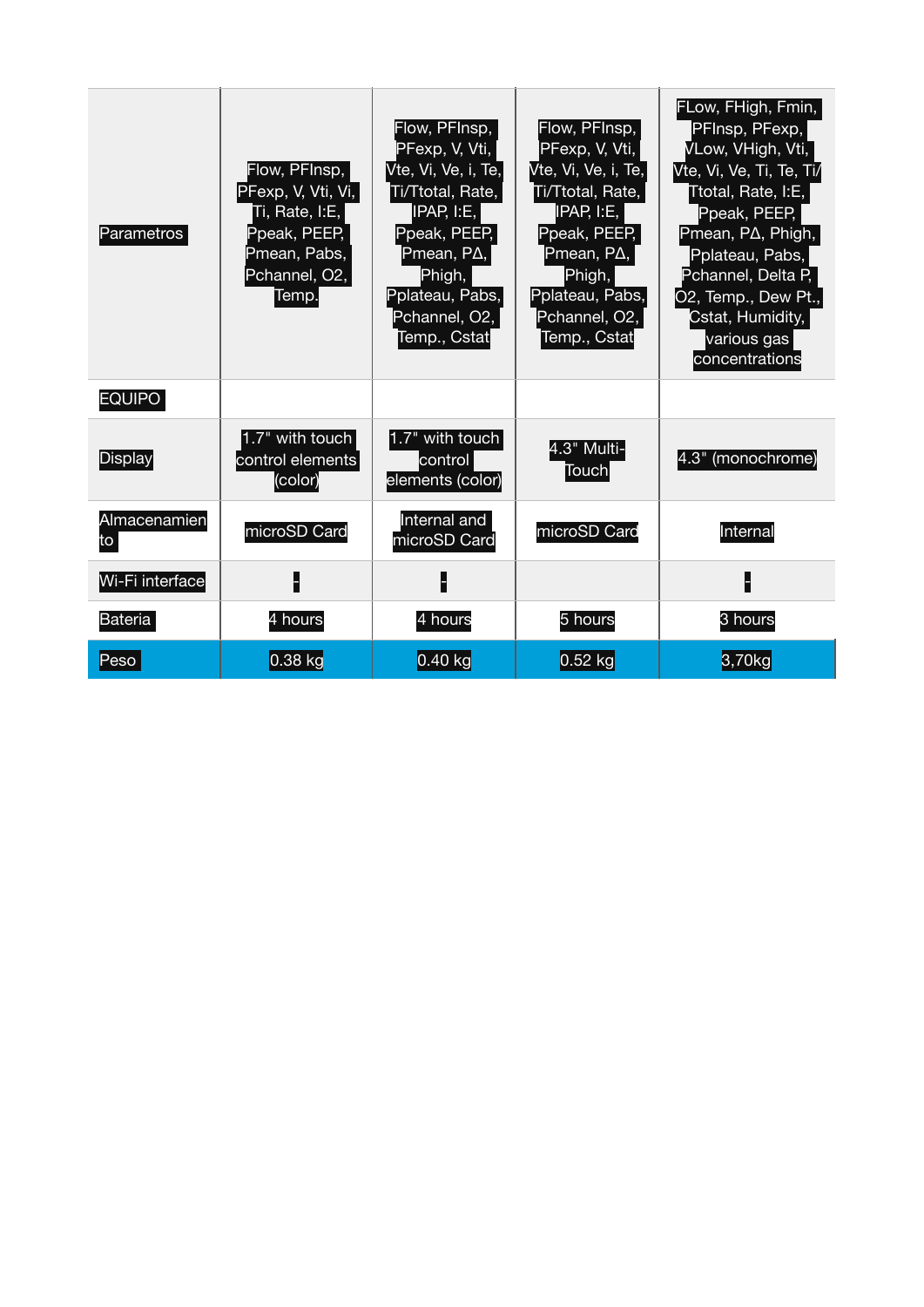| | | | | |
|---|---|---|---|---|
| Parametros | Flow, PFInsp, PFexp, V, Vti, Vi, Ti, Rate, I:E, Ppeak, PEEP, Pmean, Pabs, Pchannel, O2, Temp. | Flow, PFInsp, PFexp, V, Vti, Vte, Vi, Ve, i, Te, Ti/Ttotal, Rate, IPAP, I:E, Ppeak, PEEP, Pmean, PΔ, Phigh, Pplateau, Pabs, Pchannel, O2, Temp., Cstat | Flow, PFInsp, PFexp, V, Vti, Vte, Vi, Ve, i, Te, Ti/Ttotal, Rate, IPAP, I:E, Ppeak, PEEP, Pmean, PΔ, Phigh, Pplateau, Pabs, Pchannel, O2, Temp., Cstat | FLow, FHigh, Fmin, PFInsp, PFexp, VLow, VHigh, Vti, Vte, Vi, Ve, Ti, Te, Ti/Ttotal, Rate, I:E, Ppeak, PEEP, Pmean, PΔ, Phigh, Pplateau, Pabs, Pchannel, Delta P, O2, Temp., Dew Pt., Cstat, Humidity, various gas concentrations |
| EQUIPO | | | | |
| Display | 1.7" with touch control elements (color) | 1.7" with touch control elements (color) | 4.3" Multi-Touch | 4.3" (monochrome) |
| Almacenamiento | microSD Card | Internal and microSD Card | microSD Card | Internal |
| Wi-Fi interface | - | - | | - |
| Bateria | 4 hours | 4 hours | 5 hours | 3 hours |
| Peso | 0.38 kg | 0.40 kg | 0.52 kg | 3,70kg |